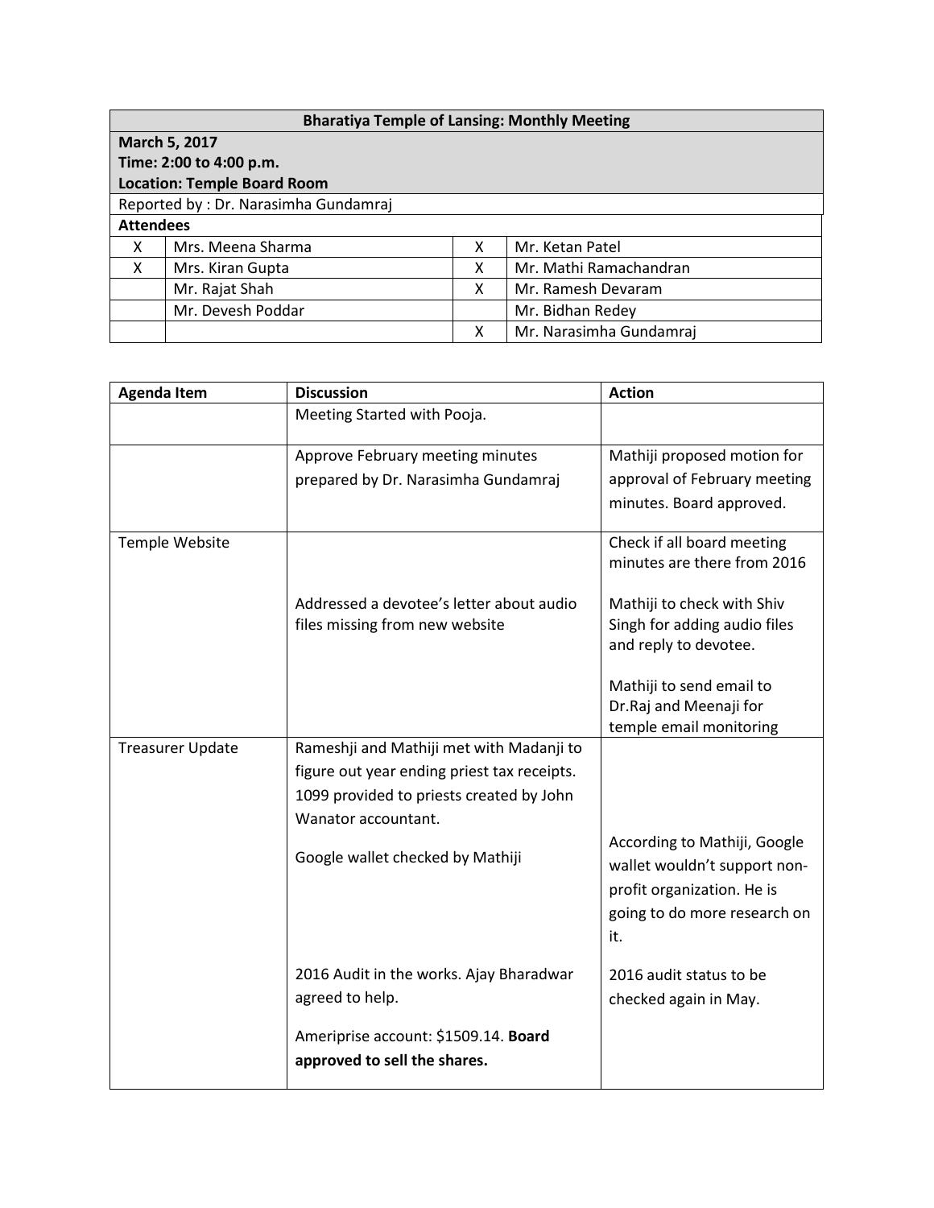| Bharatiya Temple of Lansing: Monthly Meeting | | | |
|---|---|---|---|
| **March 5, 2017**<br>**Time: 2:00 to 4:00 p.m.**<br>**Location: Temple Board Room** | | | |
| Reported by : Dr. Narasimha Gundamraj | | | |
| **Attendees** | | | |
| X | Mrs. Meena Sharma | X | Mr. Ketan Patel |
| X | Mrs. Kiran Gupta | X | Mr. Mathi Ramachandran |
| | Mr. Rajat Shah | X | Mr. Ramesh Devaram |
| | Mr. Devesh Poddar | | Mr. Bidhan Redey |
| | | X | Mr. Narasimha Gundamraj |

| Agenda Item | Discussion | Action |
|---|---|---|
| | Meeting Started with Pooja. | |
| | Approve February meeting minutes prepared by Dr. Narasimha Gundamraj | Mathiji proposed motion for approval of February meeting minutes. Board approved. |
| Temple Website | | Check if all board meeting minutes are there from 2016 |
| | Addressed a devotee's letter about audio files missing from new website | Mathiji to check with Shiv Singh for adding audio files and reply to devotee.<br><br>Mathiji to send email to Dr.Raj and Meenaji for temple email monitoring |
| Treasurer Update | Rameshji and Mathiji met with Madanji to figure out year ending priest tax receipts. 1099 provided to priests created by John Wanator accountant. | |
| | Google wallet checked by Mathiji | According to Mathiji, Google wallet wouldn't support non-profit organization. He is going to do more research on it. |
| | 2016 Audit in the works. Ajay Bharadwar agreed to help. | 2016 audit status to be checked again in May. |
| | Ameriprise account: $1509.14. **Board approved to sell the shares.** | |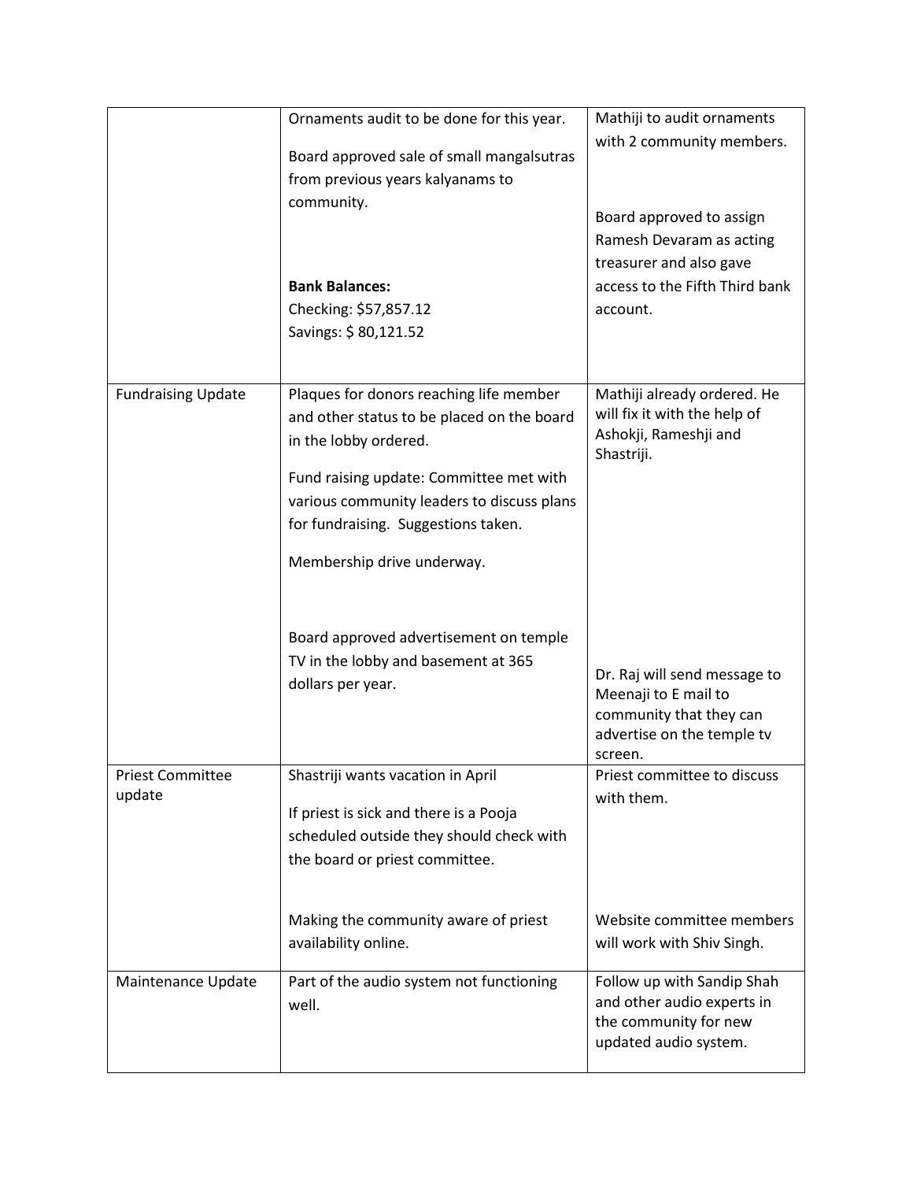| | | |
|---|---|---|
| | Ornaments audit to be done for this year.<br><br>Board approved sale of small mangalsutras from previous years kalyanams to community.<br><br>**Bank Balances:**<br>Checking: $57,857.12<br>Savings: $ 80,121.52 | Mathiji to audit ornaments with 2 community members.<br><br>Board approved to assign Ramesh Devaram as acting treasurer and also gave access to the Fifth Third bank account. |
| Fundraising Update | Plaques for donors reaching life member and other status to be placed on the board in the lobby ordered.<br><br>Fund raising update: Committee met with various community leaders to discuss plans for fundraising. Suggestions taken.<br><br>Membership drive underway.<br><br>Board approved advertisement on temple TV in the lobby and basement at 365 dollars per year. | Mathiji already ordered. He will fix it with the help of Ashokji, Rameshji and Shastriji.<br><br>Dr. Raj will send message to Meenaji to E mail to community that they can advertise on the temple tv screen. |
| Priest Committee update | Shastriji wants vacation in April<br><br>If priest is sick and there is a Pooja scheduled outside they should check with the board or priest committee.<br><br>Making the community aware of priest availability online. | Priest committee to discuss with them.<br><br>Website committee members will work with Shiv Singh. |
| Maintenance Update | Part of the audio system not functioning well. | Follow up with Sandip Shah and other audio experts in the community for new updated audio system. |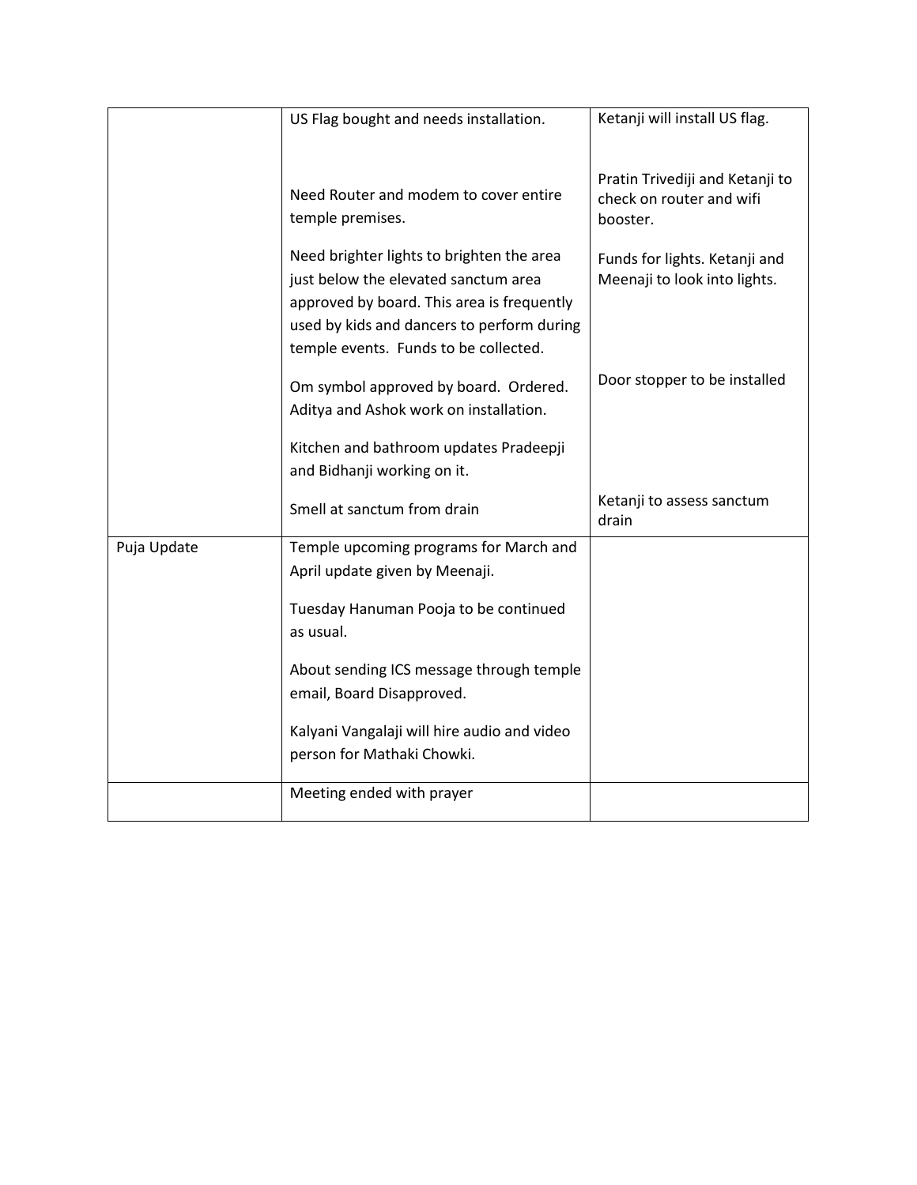| | | |
|---|---|---|
| | US Flag bought and needs installation.<br><br>Need Router and modem to cover entire temple premises.<br><br>Need brighter lights to brighten the area just below the elevated sanctum area approved by board. This area is frequently used by kids and dancers to perform during temple events. Funds to be collected.<br><br>Om symbol approved by board. Ordered. Aditya and Ashok work on installation.<br><br>Kitchen and bathroom updates Pradeepji and Bidhanji working on it.<br><br>Smell at sanctum from drain | Ketanji will install US flag.<br><br>Pratin Trivediji and Ketanji to check on router and wifi booster.<br><br>Funds for lights. Ketanji and Meenaji to look into lights.<br><br>Door stopper to be installed<br><br>Ketanji to assess sanctum drain |
| Puja Update | Temple upcoming programs for March and April update given by Meenaji.<br><br>Tuesday Hanuman Pooja to be continued as usual.<br><br>About sending ICS message through temple email, Board Disapproved.<br><br>Kalyani Vangalaji will hire audio and video person for Mathaki Chowki. | |
| | Meeting ended with prayer | |